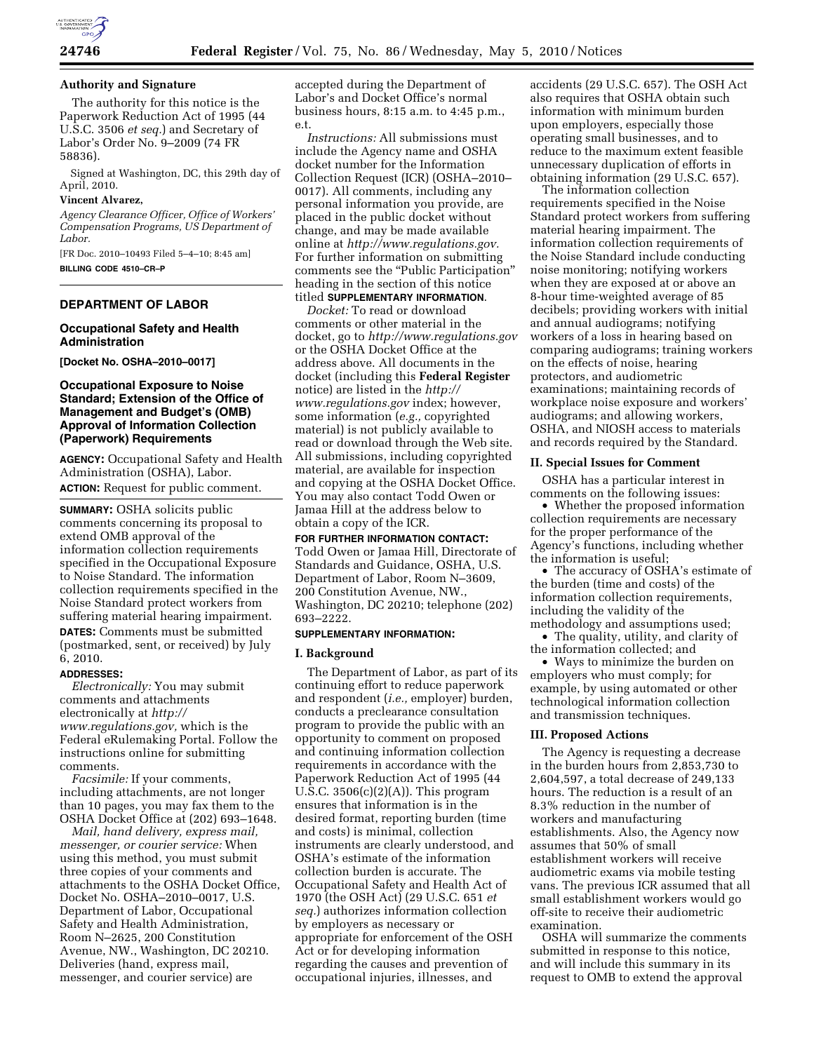## Authority and Signature

The authority for this notice is the Paperwork Reduction Act of 1995 (44 U.S.C. 3506 *et seq.*) and Secretary of Labor's Order No. 9–2009 (74 FR 58836).

Signed at Washington, DC, this 29th day of April, 2010.

**Vincent Alvarez,**

*Agency Clearance Officer, Office of Workers' Compensation Programs, US Department of Labor.*

[FR Doc. 2010–10493 Filed 5–4–10; 8:45 am]

**BILLING CODE 4510–CR–P**

---

## DEPARTMENT OF LABOR

### Occupational Safety and Health Administration

**[Docket No. OSHA–2010–0017]**

### Occupational Exposure to Noise Standard; Extension of the Office of Management and Budget's (OMB) Approval of Information Collection (Paperwork) Requirements

**AGENCY:** Occupational Safety and Health Administration (OSHA), Labor.

**ACTION:** Request for public comment.

**SUMMARY:** OSHA solicits public comments concerning its proposal to extend OMB approval of the information collection requirements specified in the Occupational Exposure to Noise Standard. The information collection requirements specified in the Noise Standard protect workers from suffering material hearing impairment.

**DATES:** Comments must be submitted (postmarked, sent, or received) by July 6, 2010.

**ADDRESSES:**

*Electronically:* You may submit comments and attachments electronically at *http://www.regulations.gov,* which is the Federal eRulemaking Portal. Follow the instructions online for submitting comments.

*Facsimile:* If your comments, including attachments, are not longer than 10 pages, you may fax them to the OSHA Docket Office at (202) 693–1648.

*Mail, hand delivery, express mail, messenger, or courier service:* When using this method, you must submit three copies of your comments and attachments to the OSHA Docket Office, Docket No. OSHA–2010–0017, U.S. Department of Labor, Occupational Safety and Health Administration, Room N–2625, 200 Constitution Avenue, NW., Washington, DC 20210. Deliveries (hand, express mail, messenger, and courier service) are accepted during the Department of Labor's and Docket Office's normal business hours, 8:15 a.m. to 4:45 p.m., e.t.

*Instructions:* All submissions must include the Agency name and OSHA docket number for the Information Collection Request (ICR) (OSHA–2010–0017). All comments, including any personal information you provide, are placed in the public docket without change, and may be made available online at *http://www.regulations.gov.* For further information on submitting comments see the "Public Participation" heading in the section of this notice titled **SUPPLEMENTARY INFORMATION**.

*Docket:* To read or download comments or other material in the docket, go to *http://www.regulations.gov* or the OSHA Docket Office at the address above. All documents in the docket (including this **Federal Register** notice) are listed in the *http://www.regulations.gov* index; however, some information (*e.g.,* copyrighted material) is not publicly available to read or download through the Web site. All submissions, including copyrighted material, are available for inspection and copying at the OSHA Docket Office. You may also contact Todd Owen or Jamaa Hill at the address below to obtain a copy of the ICR.

**FOR FURTHER INFORMATION CONTACT:** Todd Owen or Jamaa Hill, Directorate of Standards and Guidance, OSHA, U.S. Department of Labor, Room N–3609, 200 Constitution Avenue, NW., Washington, DC 20210; telephone (202) 693–2222.

**SUPPLEMENTARY INFORMATION:**

### I. Background

The Department of Labor, as part of its continuing effort to reduce paperwork and respondent (*i.e.,* employer) burden, conducts a preclearance consultation program to provide the public with an opportunity to comment on proposed and continuing information collection requirements in accordance with the Paperwork Reduction Act of 1995 (44 U.S.C. 3506(c)(2)(A)). This program ensures that information is in the desired format, reporting burden (time and costs) is minimal, collection instruments are clearly understood, and OSHA's estimate of the information collection burden is accurate. The Occupational Safety and Health Act of 1970 (the OSH Act) (29 U.S.C. 651 *et seq.*) authorizes information collection by employers as necessary or appropriate for enforcement of the OSH Act or for developing information regarding the causes and prevention of occupational injuries, illnesses, and accidents (29 U.S.C. 657). The OSH Act also requires that OSHA obtain such information with minimum burden upon employers, especially those operating small businesses, and to reduce to the maximum extent feasible unnecessary duplication of efforts in obtaining information (29 U.S.C. 657).

The information collection requirements specified in the Noise Standard protect workers from suffering material hearing impairment. The information collection requirements of the Noise Standard include conducting noise monitoring; notifying workers when they are exposed at or above an 8-hour time-weighted average of 85 decibels; providing workers with initial and annual audiograms; notifying workers of a loss in hearing based on comparing audiograms; training workers on the effects of noise, hearing protectors, and audiometric examinations; maintaining records of workplace noise exposure and workers' audiograms; and allowing workers, OSHA, and NIOSH access to materials and records required by the Standard.

### II. Special Issues for Comment

OSHA has a particular interest in comments on the following issues:

- Whether the proposed information collection requirements are necessary for the proper performance of the Agency's functions, including whether the information is useful;
- The accuracy of OSHA's estimate of the burden (time and costs) of the information collection requirements, including the validity of the methodology and assumptions used;
- The quality, utility, and clarity of the information collected; and
- Ways to minimize the burden on employers who must comply; for example, by using automated or other technological information collection and transmission techniques.

### III. Proposed Actions

The Agency is requesting a decrease in the burden hours from 2,853,730 to 2,604,597, a total decrease of 249,133 hours. The reduction is a result of an 8.3% reduction in the number of workers and manufacturing establishments. Also, the Agency now assumes that 50% of small establishment workers will receive audiometric exams via mobile testing vans. The previous ICR assumed that all small establishment workers would go off-site to receive their audiometric examination.

OSHA will summarize the comments submitted in response to this notice, and will include this summary in its request to OMB to extend the approval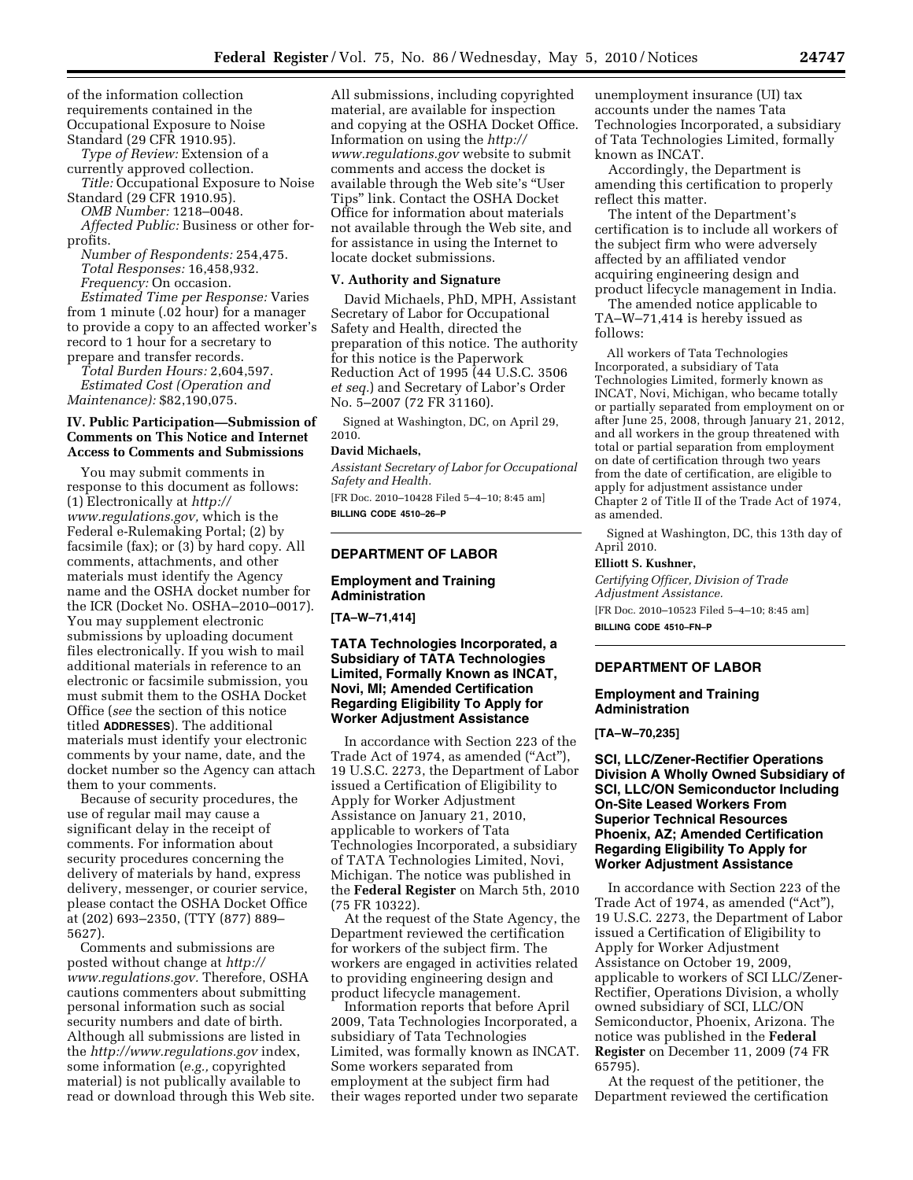of the information collection requirements contained in the Occupational Exposure to Noise Standard (29 CFR 1910.95).

*Type of Review:* Extension of a currently approved collection.

*Title:* Occupational Exposure to Noise Standard (29 CFR 1910.95).

*OMB Number:* 1218–0048.

*Affected Public:* Business or other for-profits.

*Number of Respondents:* 254,475.

*Total Responses:* 16,458,932.

*Frequency:* On occasion.

*Estimated Time per Response:* Varies from 1 minute (.02 hour) for a manager to provide a copy to an affected worker's record to 1 hour for a secretary to prepare and transfer records.

*Total Burden Hours:* 2,604,597.

*Estimated Cost (Operation and Maintenance):* $82,190,075.

### IV. Public Participation—Submission of Comments on This Notice and Internet Access to Comments and Submissions

You may submit comments in response to this document as follows: (1) Electronically at *http://www.regulations.gov,* which is the Federal e-Rulemaking Portal; (2) by facsimile (fax); or (3) by hard copy. All comments, attachments, and other materials must identify the Agency name and the OSHA docket number for the ICR (Docket No. OSHA–2010–0017). You may supplement electronic submissions by uploading document files electronically. If you wish to mail additional materials in reference to an electronic or facsimile submission, you must submit them to the OSHA Docket Office (*see* the section of this notice titled **ADDRESSES**). The additional materials must identify your electronic comments by your name, date, and the docket number so the Agency can attach them to your comments.

Because of security procedures, the use of regular mail may cause a significant delay in the receipt of comments. For information about security procedures concerning the delivery of materials by hand, express delivery, messenger, or courier service, please contact the OSHA Docket Office at (202) 693–2350, (TTY (877) 889–5627).

Comments and submissions are posted without change at *http://www.regulations.gov.* Therefore, OSHA cautions commenters about submitting personal information such as social security numbers and date of birth. Although all submissions are listed in the *http://www.regulations.gov* index, some information (*e.g.,* copyrighted material) is not publically available to read or download through this Web site. All submissions, including copyrighted material, are available for inspection and copying at the OSHA Docket Office. Information on using the *http://www.regulations.gov* website to submit comments and access the docket is available through the Web site's "User Tips" link. Contact the OSHA Docket Office for information about materials not available through the Web site, and for assistance in using the Internet to locate docket submissions.

### V. Authority and Signature

David Michaels, PhD, MPH, Assistant Secretary of Labor for Occupational Safety and Health, directed the preparation of this notice. The authority for this notice is the Paperwork Reduction Act of 1995 (44 U.S.C. 3506 *et seq.*) and Secretary of Labor's Order No. 5–2007 (72 FR 31160).

Signed at Washington, DC, on April 29, 2010.

**David Michaels,**

*Assistant Secretary of Labor for Occupational Safety and Health.*

[FR Doc. 2010–10428 Filed 5–4–10; 8:45 am]

**BILLING CODE 4510–26–P**

---

## DEPARTMENT OF LABOR

### Employment and Training Administration

**[TA–W–71,414]**

### TATA Technologies Incorporated, a Subsidiary of TATA Technologies Limited, Formally Known as INCAT, Novi, MI; Amended Certification Regarding Eligibility To Apply for Worker Adjustment Assistance

In accordance with Section 223 of the Trade Act of 1974, as amended ("Act"), 19 U.S.C. 2273, the Department of Labor issued a Certification of Eligibility to Apply for Worker Adjustment Assistance on January 21, 2010, applicable to workers of Tata Technologies Incorporated, a subsidiary of TATA Technologies Limited, Novi, Michigan. The notice was published in the **Federal Register** on March 5th, 2010 (75 FR 10322).

At the request of the State Agency, the Department reviewed the certification for workers of the subject firm. The workers are engaged in activities related to providing engineering design and product lifecycle management.

Information reports that before April 2009, Tata Technologies Incorporated, a subsidiary of Tata Technologies Limited, was formally known as INCAT. Some workers separated from employment at the subject firm had their wages reported under two separate unemployment insurance (UI) tax accounts under the names Tata Technologies Incorporated, a subsidiary of Tata Technologies Limited, formally known as INCAT.

Accordingly, the Department is amending this certification to properly reflect this matter.

The intent of the Department's certification is to include all workers of the subject firm who were adversely affected by an affiliated vendor acquiring engineering design and product lifecycle management in India.

The amended notice applicable to TA–W–71,414 is hereby issued as follows:

> All workers of Tata Technologies Incorporated, a subsidiary of Tata Technologies Limited, formerly known as INCAT, Novi, Michigan, who became totally or partially separated from employment on or after June 25, 2008, through January 21, 2012, and all workers in the group threatened with total or partial separation from employment on date of certification through two years from the date of certification, are eligible to apply for adjustment assistance under Chapter 2 of Title II of the Trade Act of 1974, as amended.

Signed at Washington, DC, this 13th day of April 2010.

**Elliott S. Kushner,**

*Certifying Officer, Division of Trade Adjustment Assistance.*

[FR Doc. 2010–10523 Filed 5–4–10; 8:45 am]

**BILLING CODE 4510–FN–P**

---

## DEPARTMENT OF LABOR

### Employment and Training Administration

**[TA–W–70,235]**

### SCI, LLC/Zener-Rectifier Operations Division A Wholly Owned Subsidiary of SCI, LLC/ON Semiconductor Including On-Site Leased Workers From Superior Technical Resources Phoenix, AZ; Amended Certification Regarding Eligibility To Apply for Worker Adjustment Assistance

In accordance with Section 223 of the Trade Act of 1974, as amended ("Act"), 19 U.S.C. 2273, the Department of Labor issued a Certification of Eligibility to Apply for Worker Adjustment Assistance on October 19, 2009, applicable to workers of SCI LLC/Zener-Rectifier, Operations Division, a wholly owned subsidiary of SCI, LLC/ON Semiconductor, Phoenix, Arizona. The notice was published in the **Federal Register** on December 11, 2009 (74 FR 65795).

At the request of the petitioner, the Department reviewed the certification